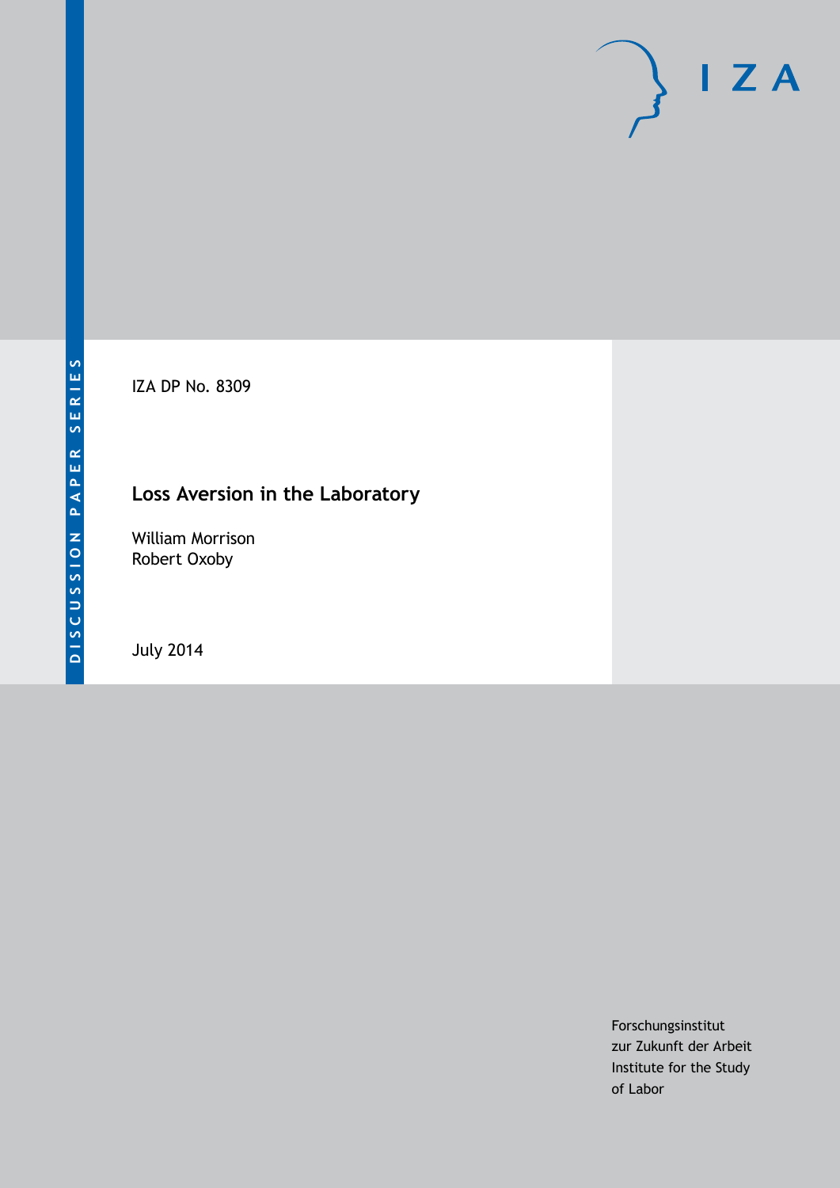DISCUSSION PAPER SERIES

IZA DP No. 8309

# Loss Aversion in the Laboratory

William Morrison
Robert Oxoby

July 2014

Forschungsinstitut
zur Zukunft der Arbeit
Institute for the Study
of Labor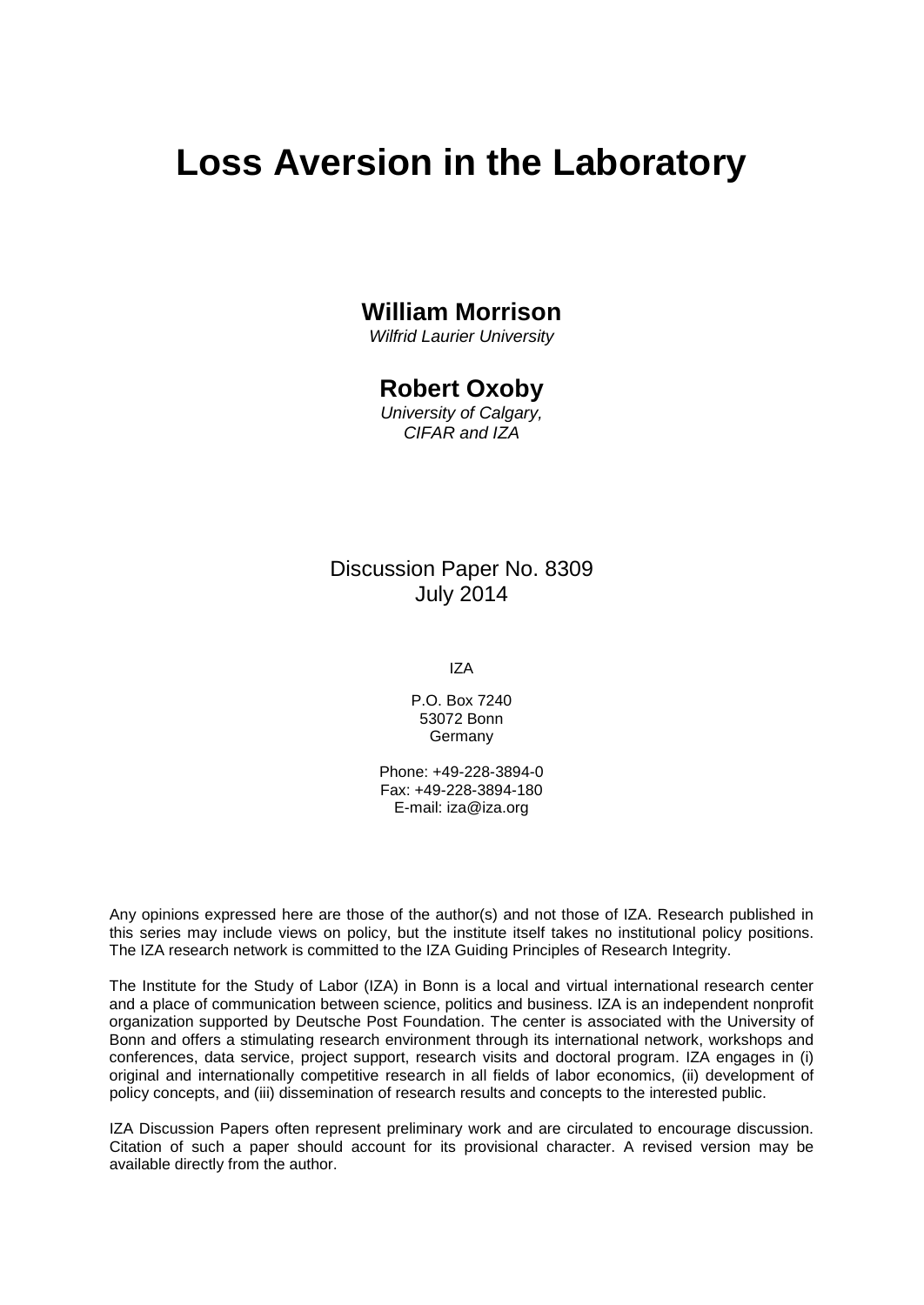# Loss Aversion in the Laboratory

**William Morrison**
*Wilfrid Laurier University*

**Robert Oxoby**
*University of Calgary, CIFAR and IZA*

Discussion Paper No. 8309
July 2014

IZA

P.O. Box 7240
53072 Bonn
Germany

Phone: +49-228-3894-0
Fax: +49-228-3894-180
E-mail: iza@iza.org

Any opinions expressed here are those of the author(s) and not those of IZA. Research published in this series may include views on policy, but the institute itself takes no institutional policy positions. The IZA research network is committed to the IZA Guiding Principles of Research Integrity.

The Institute for the Study of Labor (IZA) in Bonn is a local and virtual international research center and a place of communication between science, politics and business. IZA is an independent nonprofit organization supported by Deutsche Post Foundation. The center is associated with the University of Bonn and offers a stimulating research environment through its international network, workshops and conferences, data service, project support, research visits and doctoral program. IZA engages in (i) original and internationally competitive research in all fields of labor economics, (ii) development of policy concepts, and (iii) dissemination of research results and concepts to the interested public.

IZA Discussion Papers often represent preliminary work and are circulated to encourage discussion. Citation of such a paper should account for its provisional character. A revised version may be available directly from the author.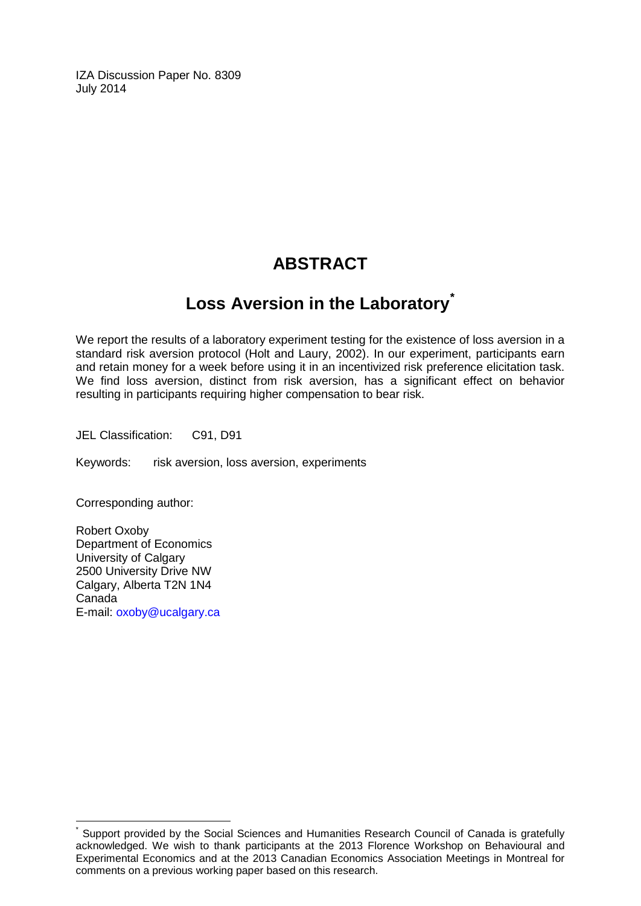IZA Discussion Paper No. 8309
July 2014

# ABSTRACT

## Loss Aversion in the Laboratory*

We report the results of a laboratory experiment testing for the existence of loss aversion in a standard risk aversion protocol (Holt and Laury, 2002). In our experiment, participants earn and retain money for a week before using it in an incentivized risk preference elicitation task. We find loss aversion, distinct from risk aversion, has a significant effect on behavior resulting in participants requiring higher compensation to bear risk.

JEL Classification: C91, D91

Keywords: risk aversion, loss aversion, experiments

Corresponding author:

Robert Oxoby
Department of Economics
University of Calgary
2500 University Drive NW
Calgary, Alberta T2N 1N4
Canada
E-mail: oxoby@ucalgary.ca

---

* Support provided by the Social Sciences and Humanities Research Council of Canada is gratefully acknowledged. We wish to thank participants at the 2013 Florence Workshop on Behavioural and Experimental Economics and at the 2013 Canadian Economics Association Meetings in Montreal for comments on a previous working paper based on this research.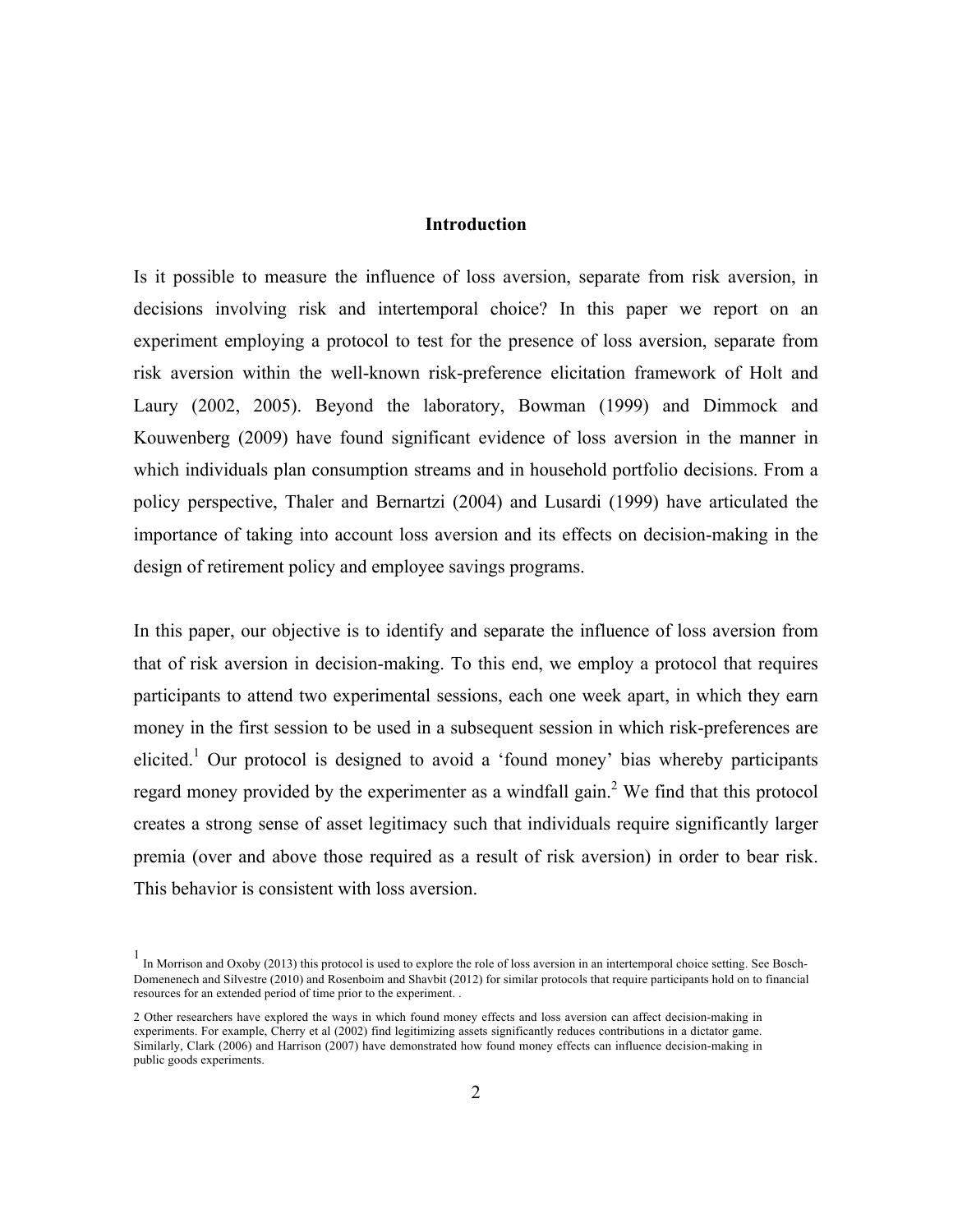## Introduction

Is it possible to measure the influence of loss aversion, separate from risk aversion, in decisions involving risk and intertemporal choice? In this paper we report on an experiment employing a protocol to test for the presence of loss aversion, separate from risk aversion within the well-known risk-preference elicitation framework of Holt and Laury (2002, 2005). Beyond the laboratory, Bowman (1999) and Dimmock and Kouwenberg (2009) have found significant evidence of loss aversion in the manner in which individuals plan consumption streams and in household portfolio decisions. From a policy perspective, Thaler and Bernartzi (2004) and Lusardi (1999) have articulated the importance of taking into account loss aversion and its effects on decision-making in the design of retirement policy and employee savings programs.

In this paper, our objective is to identify and separate the influence of loss aversion from that of risk aversion in decision-making. To this end, we employ a protocol that requires participants to attend two experimental sessions, each one week apart, in which they earn money in the first session to be used in a subsequent session in which risk-preferences are elicited.[1] Our protocol is designed to avoid a 'found money' bias whereby participants regard money provided by the experimenter as a windfall gain.[2] We find that this protocol creates a strong sense of asset legitimacy such that individuals require significantly larger premia (over and above those required as a result of risk aversion) in order to bear risk. This behavior is consistent with loss aversion.

[1] In Morrison and Oxoby (2013) this protocol is used to explore the role of loss aversion in an intertemporal choice setting. See Bosch-Domenenech and Silvestre (2010) and Rosenboim and Shavbit (2012) for similar protocols that require participants hold on to financial resources for an extended period of time prior to the experiment. .

[2] Other researchers have explored the ways in which found money effects and loss aversion can affect decision-making in experiments. For example, Cherry et al (2002) find legitimizing assets significantly reduces contributions in a dictator game. Similarly, Clark (2006) and Harrison (2007) have demonstrated how found money effects can influence decision-making in public goods experiments.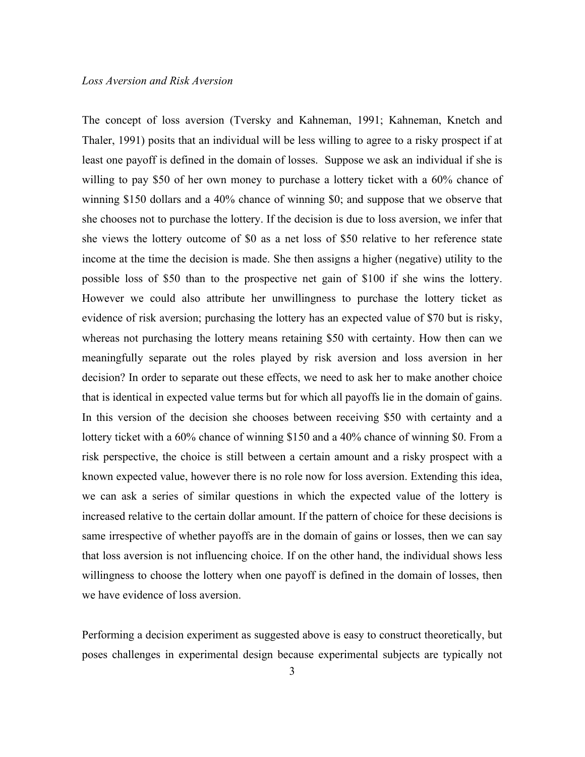*Loss Aversion and Risk Aversion*

The concept of loss aversion (Tversky and Kahneman, 1991; Kahneman, Knetch and Thaler, 1991) posits that an individual will be less willing to agree to a risky prospect if at least one payoff is defined in the domain of losses. Suppose we ask an individual if she is willing to pay $50 of her own money to purchase a lottery ticket with a 60% chance of winning $150 dollars and a 40% chance of winning $0; and suppose that we observe that she chooses not to purchase the lottery. If the decision is due to loss aversion, we infer that she views the lottery outcome of $0 as a net loss of $50 relative to her reference state income at the time the decision is made. She then assigns a higher (negative) utility to the possible loss of $50 than to the prospective net gain of $100 if she wins the lottery. However we could also attribute her unwillingness to purchase the lottery ticket as evidence of risk aversion; purchasing the lottery has an expected value of $70 but is risky, whereas not purchasing the lottery means retaining $50 with certainty. How then can we meaningfully separate out the roles played by risk aversion and loss aversion in her decision? In order to separate out these effects, we need to ask her to make another choice that is identical in expected value terms but for which all payoffs lie in the domain of gains. In this version of the decision she chooses between receiving $50 with certainty and a lottery ticket with a 60% chance of winning $150 and a 40% chance of winning $0. From a risk perspective, the choice is still between a certain amount and a risky prospect with a known expected value, however there is no role now for loss aversion. Extending this idea, we can ask a series of similar questions in which the expected value of the lottery is increased relative to the certain dollar amount. If the pattern of choice for these decisions is same irrespective of whether payoffs are in the domain of gains or losses, then we can say that loss aversion is not influencing choice. If on the other hand, the individual shows less willingness to choose the lottery when one payoff is defined in the domain of losses, then we have evidence of loss aversion.

Performing a decision experiment as suggested above is easy to construct theoretically, but poses challenges in experimental design because experimental subjects are typically not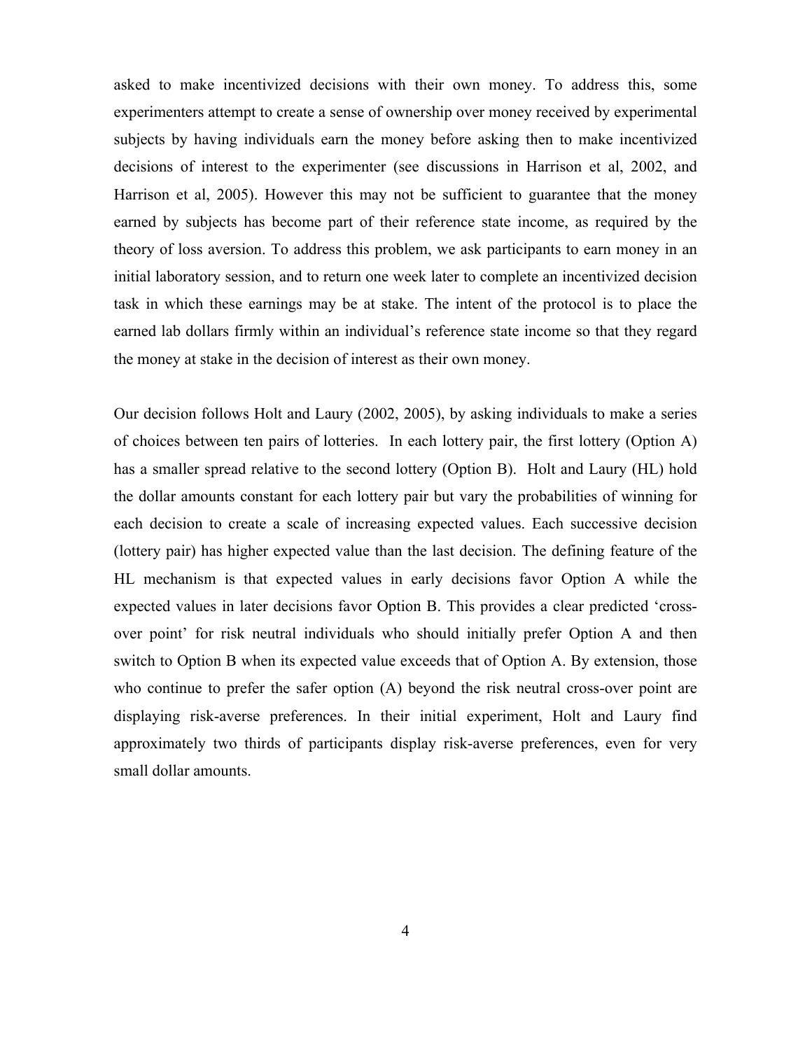asked to make incentivized decisions with their own money. To address this, some experimenters attempt to create a sense of ownership over money received by experimental subjects by having individuals earn the money before asking then to make incentivized decisions of interest to the experimenter (see discussions in Harrison et al, 2002, and Harrison et al, 2005). However this may not be sufficient to guarantee that the money earned by subjects has become part of their reference state income, as required by the theory of loss aversion. To address this problem, we ask participants to earn money in an initial laboratory session, and to return one week later to complete an incentivized decision task in which these earnings may be at stake. The intent of the protocol is to place the earned lab dollars firmly within an individual's reference state income so that they regard the money at stake in the decision of interest as their own money.

Our decision follows Holt and Laury (2002, 2005), by asking individuals to make a series of choices between ten pairs of lotteries. In each lottery pair, the first lottery (Option A) has a smaller spread relative to the second lottery (Option B). Holt and Laury (HL) hold the dollar amounts constant for each lottery pair but vary the probabilities of winning for each decision to create a scale of increasing expected values. Each successive decision (lottery pair) has higher expected value than the last decision. The defining feature of the HL mechanism is that expected values in early decisions favor Option A while the expected values in later decisions favor Option B. This provides a clear predicted 'cross-over point' for risk neutral individuals who should initially prefer Option A and then switch to Option B when its expected value exceeds that of Option A. By extension, those who continue to prefer the safer option (A) beyond the risk neutral cross-over point are displaying risk-averse preferences. In their initial experiment, Holt and Laury find approximately two thirds of participants display risk-averse preferences, even for very small dollar amounts.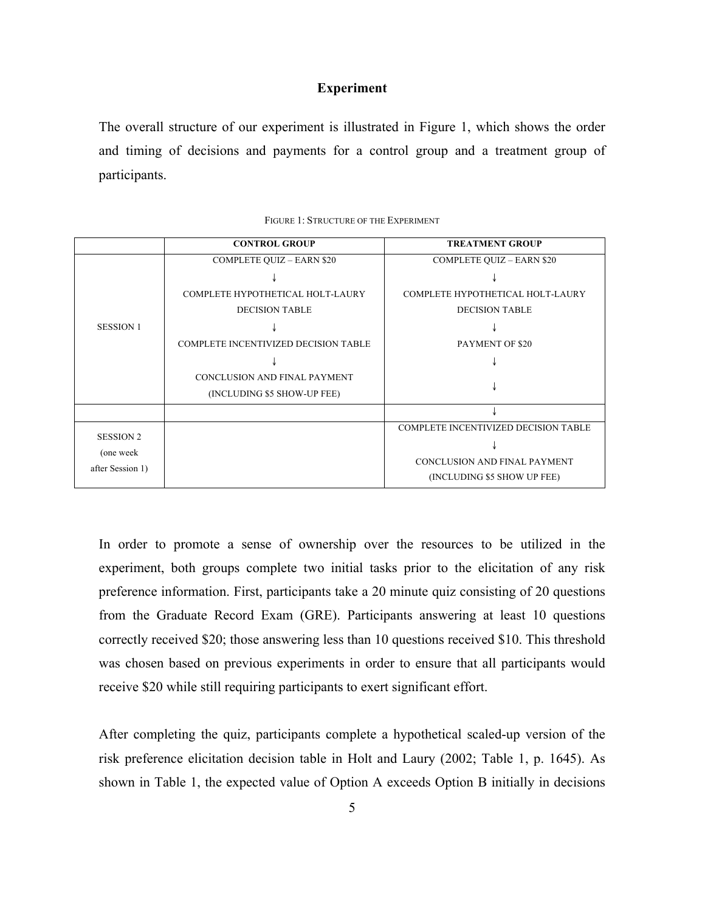## Experiment

The overall structure of our experiment is illustrated in Figure 1, which shows the order and timing of decisions and payments for a control group and a treatment group of participants.

FIGURE 1: STRUCTURE OF THE EXPERIMENT

| | CONTROL GROUP | TREATMENT GROUP |
|---|---|---|
| SESSION 1 | COMPLETE QUIZ – EARN \$20<br>↓<br>COMPLETE HYPOTHETICAL HOLT-LAURY DECISION TABLE<br>↓<br>COMPLETE INCENTIVIZED DECISION TABLE<br>↓<br>CONCLUSION AND FINAL PAYMENT (INCLUDING \$5 SHOW-UP FEE) | COMPLETE QUIZ – EARN \$20<br>↓<br>COMPLETE HYPOTHETICAL HOLT-LAURY DECISION TABLE<br>↓<br>PAYMENT OF \$20<br>↓<br>↓ |
| | | ↓ |
| SESSION 2 (one week after Session 1) | | COMPLETE INCENTIVIZED DECISION TABLE<br>↓<br>CONCLUSION AND FINAL PAYMENT (INCLUDING \$5 SHOW UP FEE) |

In order to promote a sense of ownership over the resources to be utilized in the experiment, both groups complete two initial tasks prior to the elicitation of any risk preference information. First, participants take a 20 minute quiz consisting of 20 questions from the Graduate Record Exam (GRE). Participants answering at least 10 questions correctly received \$20; those answering less than 10 questions received \$10. This threshold was chosen based on previous experiments in order to ensure that all participants would receive \$20 while still requiring participants to exert significant effort.

After completing the quiz, participants complete a hypothetical scaled-up version of the risk preference elicitation decision table in Holt and Laury (2002; Table 1, p. 1645). As shown in Table 1, the expected value of Option A exceeds Option B initially in decisions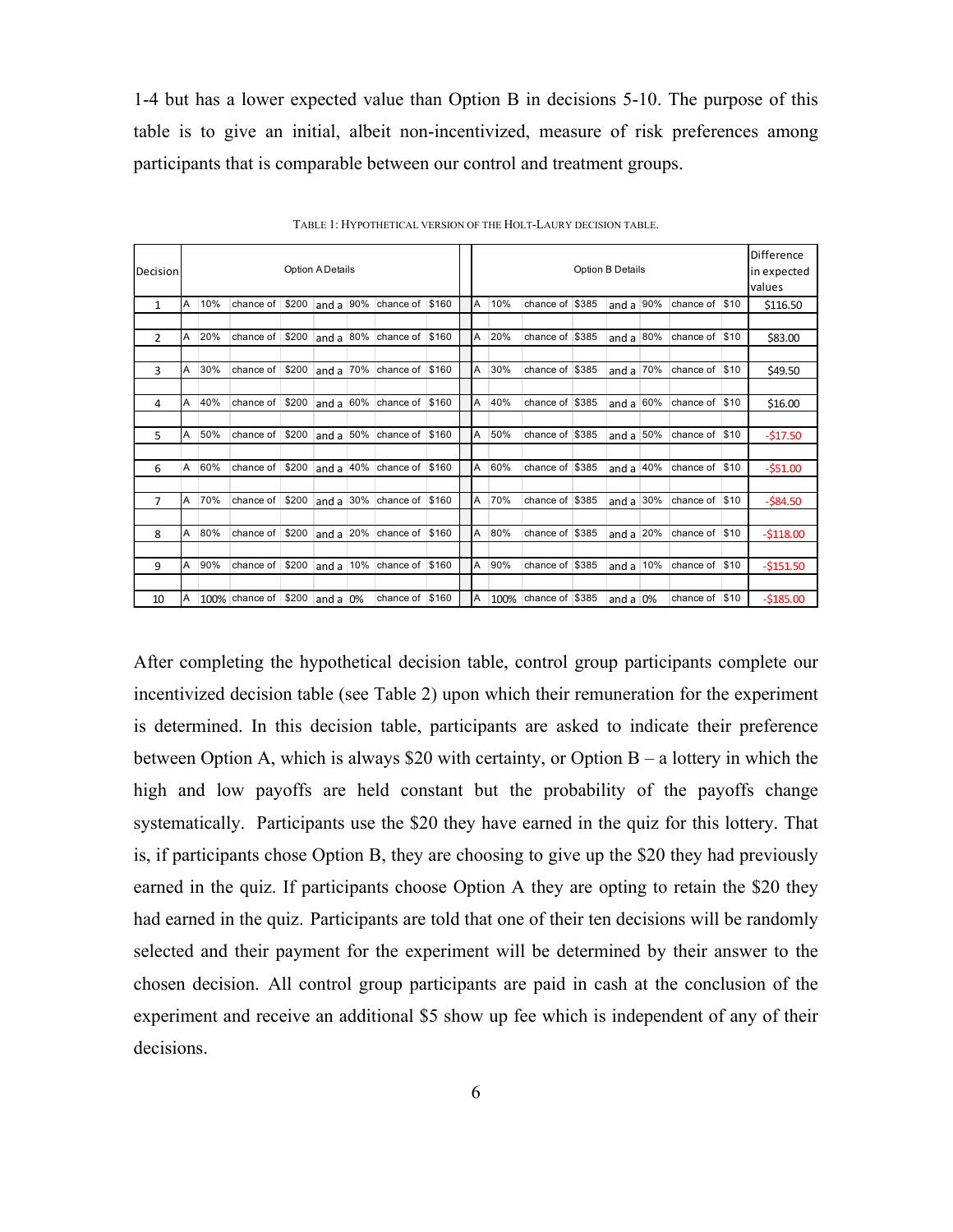1-4 but has a lower expected value than Option B in decisions 5-10. The purpose of this table is to give an initial, albeit non-incentivized, measure of risk preferences among participants that is comparable between our control and treatment groups.

TABLE 1: HYPOTHETICAL VERSION OF THE HOLT-LAURY DECISION TABLE.

| Decision | Option A Details | | | | | | | | Option B Details | | | | | | | | Difference in expected values |
|---|---|---|---|---|---|---|---|---|---|---|---|---|---|---|---|---|---|
| 1 | A | 10% | chance of | $200 | and a | 90% | chance of | $160 | A | 10% | chance of | $385 | and a | 90% | chance of | $10 | $116.50 |
| 2 | A | 20% | chance of | $200 | and a | 80% | chance of | $160 | A | 20% | chance of | $385 | and a | 80% | chance of | $10 | $83.00 |
| 3 | A | 30% | chance of | $200 | and a | 70% | chance of | $160 | A | 30% | chance of | $385 | and a | 70% | chance of | $10 | $49.50 |
| 4 | A | 40% | chance of | $200 | and a | 60% | chance of | $160 | A | 40% | chance of | $385 | and a | 60% | chance of | $10 | $16.00 |
| 5 | A | 50% | chance of | $200 | and a | 50% | chance of | $160 | A | 50% | chance of | $385 | and a | 50% | chance of | $10 | -$17.50 |
| 6 | A | 60% | chance of | $200 | and a | 40% | chance of | $160 | A | 60% | chance of | $385 | and a | 40% | chance of | $10 | -$51.00 |
| 7 | A | 70% | chance of | $200 | and a | 30% | chance of | $160 | A | 70% | chance of | $385 | and a | 30% | chance of | $10 | -$84.50 |
| 8 | A | 80% | chance of | $200 | and a | 20% | chance of | $160 | A | 80% | chance of | $385 | and a | 20% | chance of | $10 | -$118.00 |
| 9 | A | 90% | chance of | $200 | and a | 10% | chance of | $160 | A | 90% | chance of | $385 | and a | 10% | chance of | $10 | -$151.50 |
| 10 | A | 100% | chance of | $200 | and a | 0% | chance of | $160 | A | 100% | chance of | $385 | and a | 0% | chance of | $10 | -$185.00 |

After completing the hypothetical decision table, control group participants complete our incentivized decision table (see Table 2) upon which their remuneration for the experiment is determined. In this decision table, participants are asked to indicate their preference between Option A, which is always $20 with certainty, or Option B – a lottery in which the high and low payoffs are held constant but the probability of the payoffs change systematically. Participants use the $20 they have earned in the quiz for this lottery. That is, if participants chose Option B, they are choosing to give up the $20 they had previously earned in the quiz. If participants choose Option A they are opting to retain the $20 they had earned in the quiz. Participants are told that one of their ten decisions will be randomly selected and their payment for the experiment will be determined by their answer to the chosen decision. All control group participants are paid in cash at the conclusion of the experiment and receive an additional $5 show up fee which is independent of any of their decisions.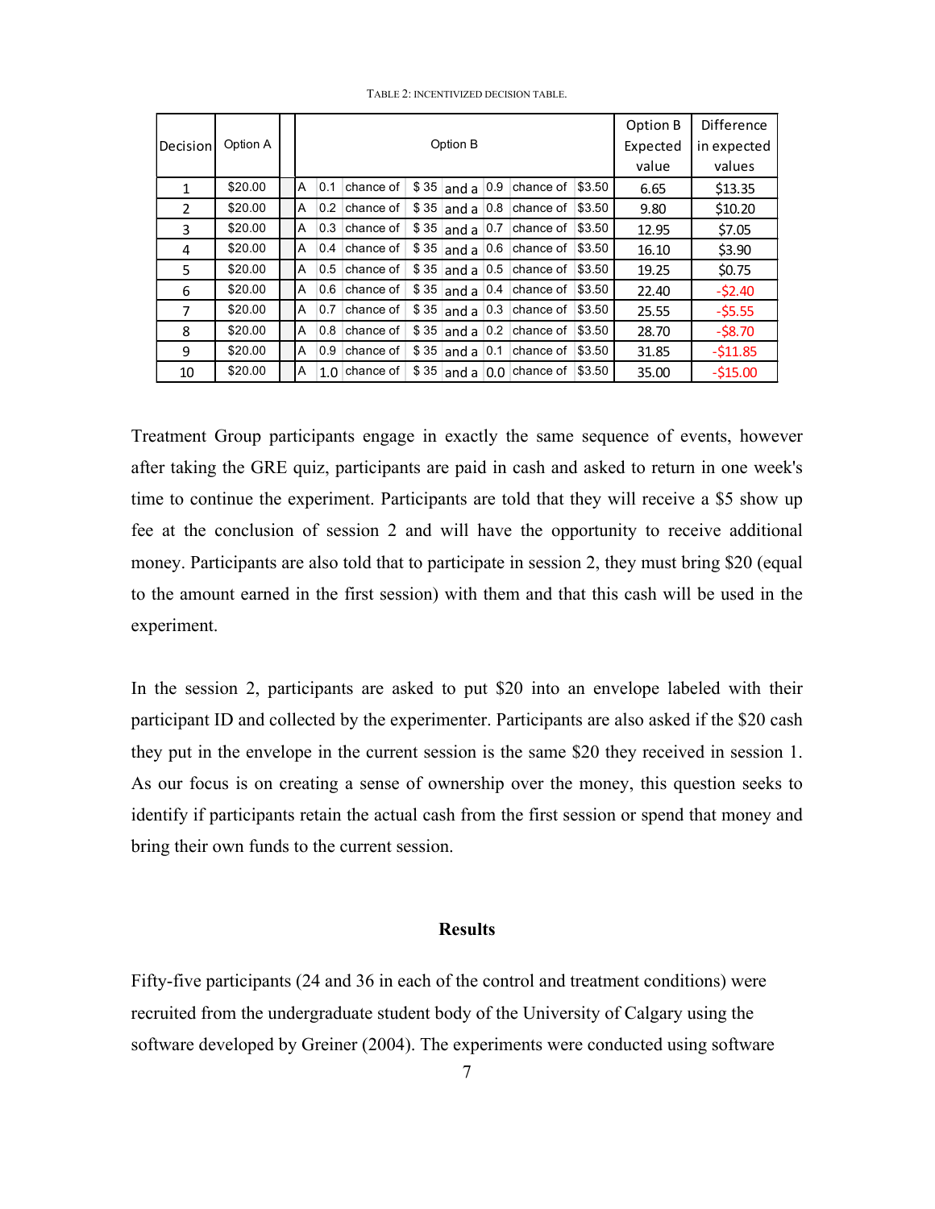TABLE 2: INCENTIVIZED DECISION TABLE.

| Decision | Option A | Option B | | | | | | | | Option B Expected value | Difference in expected values |
|---|---|---|---|---|---|---|---|---|---|---|---|
| 1 | $20.00 | A | 0.1 | chance of | $ 35 | and a | 0.9 | chance of | $3.50 | 6.65 | $13.35 |
| 2 | $20.00 | A | 0.2 | chance of | $ 35 | and a | 0.8 | chance of | $3.50 | 9.80 | $10.20 |
| 3 | $20.00 | A | 0.3 | chance of | $ 35 | and a | 0.7 | chance of | $3.50 | 12.95 | $7.05 |
| 4 | $20.00 | A | 0.4 | chance of | $ 35 | and a | 0.6 | chance of | $3.50 | 16.10 | $3.90 |
| 5 | $20.00 | A | 0.5 | chance of | $ 35 | and a | 0.5 | chance of | $3.50 | 19.25 | $0.75 |
| 6 | $20.00 | A | 0.6 | chance of | $ 35 | and a | 0.4 | chance of | $3.50 | 22.40 | -$2.40 |
| 7 | $20.00 | A | 0.7 | chance of | $ 35 | and a | 0.3 | chance of | $3.50 | 25.55 | -$5.55 |
| 8 | $20.00 | A | 0.8 | chance of | $ 35 | and a | 0.2 | chance of | $3.50 | 28.70 | -$8.70 |
| 9 | $20.00 | A | 0.9 | chance of | $ 35 | and a | 0.1 | chance of | $3.50 | 31.85 | -$11.85 |
| 10 | $20.00 | A | 1.0 | chance of | $ 35 | and a | 0.0 | chance of | $3.50 | 35.00 | -$15.00 |

Treatment Group participants engage in exactly the same sequence of events, however after taking the GRE quiz, participants are paid in cash and asked to return in one week's time to continue the experiment. Participants are told that they will receive a $5 show up fee at the conclusion of session 2 and will have the opportunity to receive additional money. Participants are also told that to participate in session 2, they must bring $20 (equal to the amount earned in the first session) with them and that this cash will be used in the experiment.

In the session 2, participants are asked to put $20 into an envelope labeled with their participant ID and collected by the experimenter. Participants are also asked if the $20 cash they put in the envelope in the current session is the same $20 they received in session 1. As our focus is on creating a sense of ownership over the money, this question seeks to identify if participants retain the actual cash from the first session or spend that money and bring their own funds to the current session.

## Results

Fifty-five participants (24 and 36 in each of the control and treatment conditions) were recruited from the undergraduate student body of the University of Calgary using the software developed by Greiner (2004). The experiments were conducted using software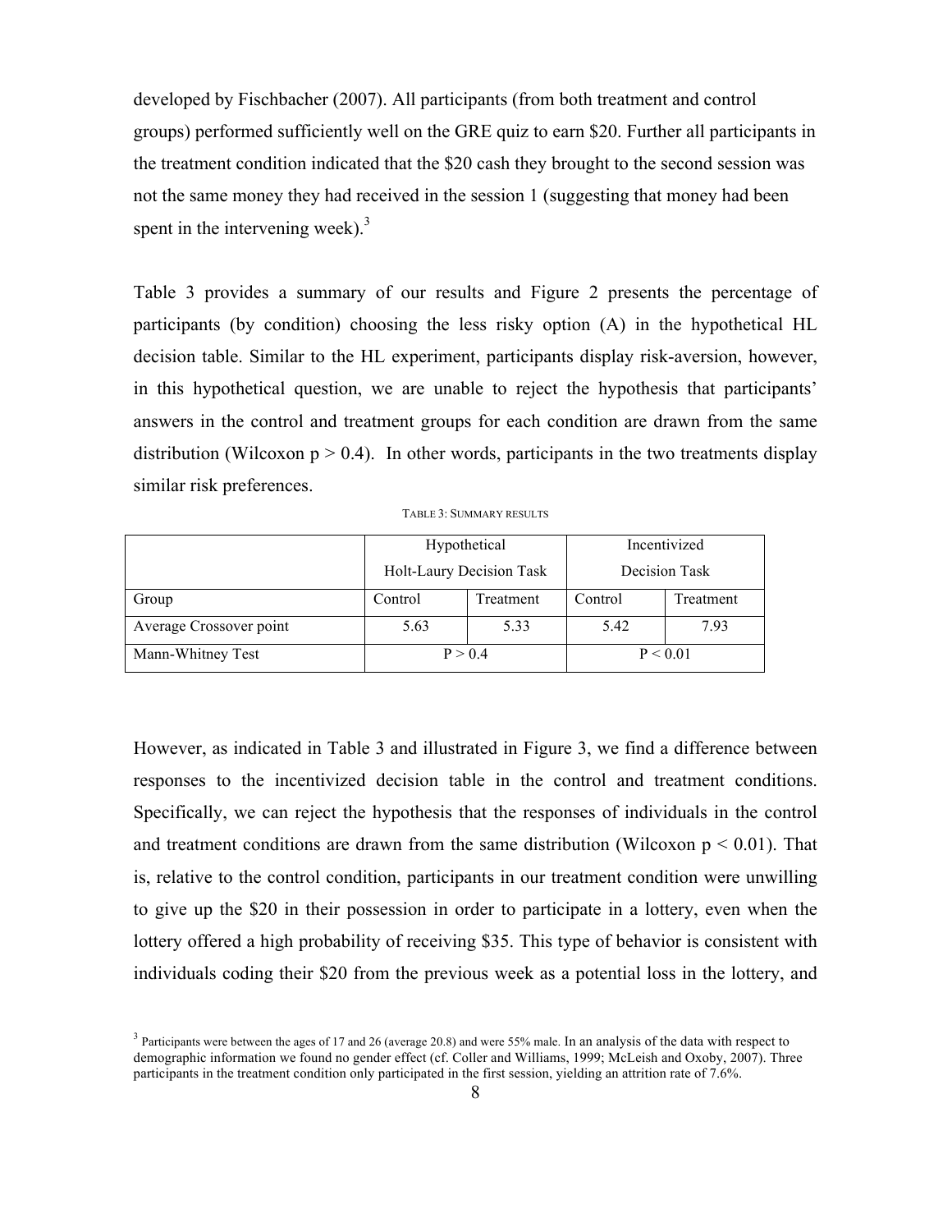developed by Fischbacher (2007). All participants (from both treatment and control groups) performed sufficiently well on the GRE quiz to earn \$20. Further all participants in the treatment condition indicated that the \$20 cash they brought to the second session was not the same money they had received in the session 1 (suggesting that money had been spent in the intervening week).[3]

Table 3 provides a summary of our results and Figure 2 presents the percentage of participants (by condition) choosing the less risky option (A) in the hypothetical HL decision table. Similar to the HL experiment, participants display risk-aversion, however, in this hypothetical question, we are unable to reject the hypothesis that participants' answers in the control and treatment groups for each condition are drawn from the same distribution (Wilcoxon $p > 0.4$). In other words, participants in the two treatments display similar risk preferences.

TABLE 3: SUMMARY RESULTS

| | Hypothetical Holt-Laury Decision Task | | Incentivized Decision Task | |
|---|---|---|---|---|
| Group | Control | Treatment | Control | Treatment |
| Average Crossover point | 5.63 | 5.33 | 5.42 | 7.93 |
| Mann-Whitney Test | P > 0.4 | | P < 0.01 | |

However, as indicated in Table 3 and illustrated in Figure 3, we find a difference between responses to the incentivized decision table in the control and treatment conditions. Specifically, we can reject the hypothesis that the responses of individuals in the control and treatment conditions are drawn from the same distribution (Wilcoxon $p < 0.01$). That is, relative to the control condition, participants in our treatment condition were unwilling to give up the \$20 in their possession in order to participate in a lottery, even when the lottery offered a high probability of receiving \$35. This type of behavior is consistent with individuals coding their \$20 from the previous week as a potential loss in the lottery, and

[3] Participants were between the ages of 17 and 26 (average 20.8) and were 55% male. In an analysis of the data with respect to demographic information we found no gender effect (cf. Coller and Williams, 1999; McLeish and Oxoby, 2007). Three participants in the treatment condition only participated in the first session, yielding an attrition rate of 7.6%.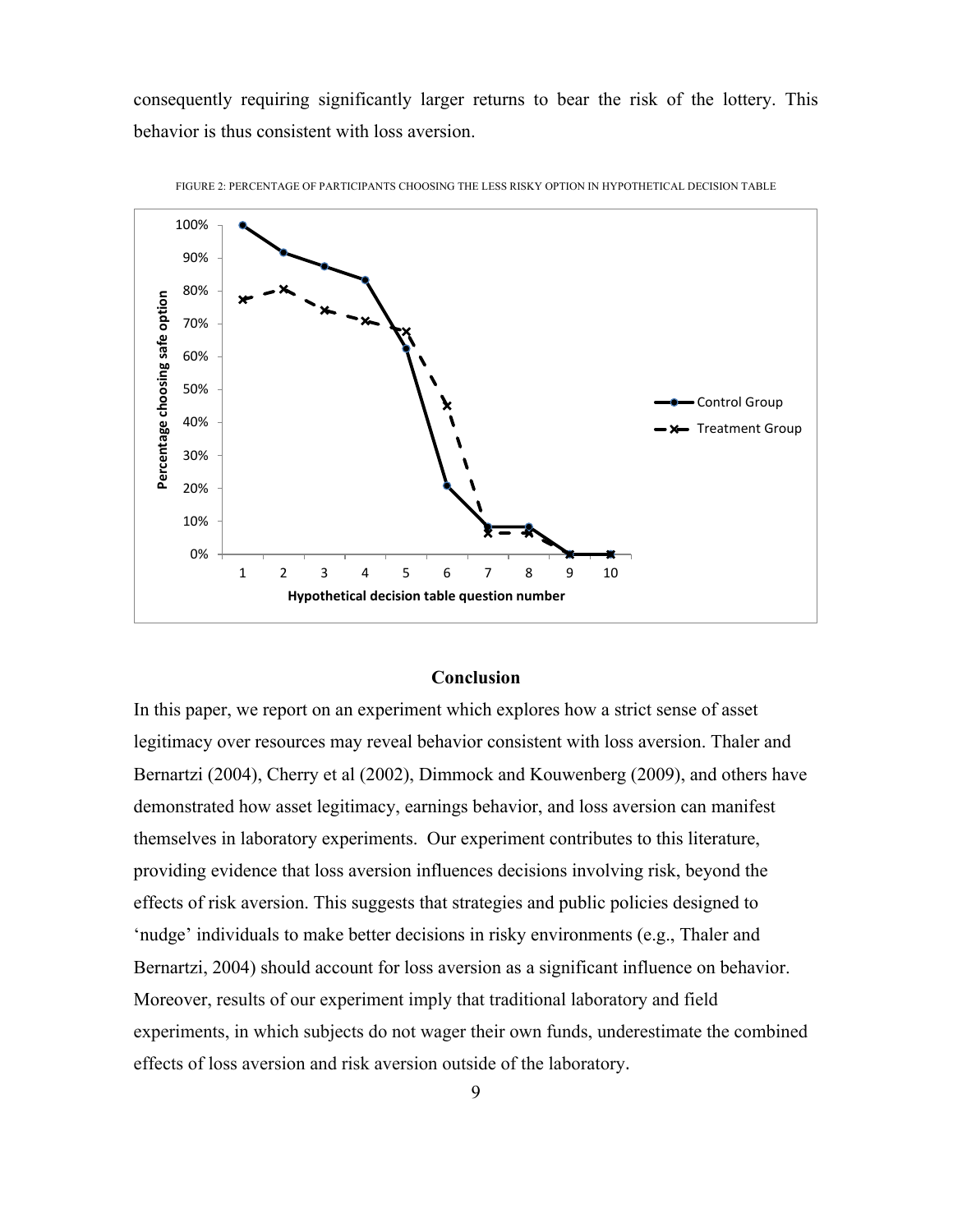consequently requiring significantly larger returns to bear the risk of the lottery. This behavior is thus consistent with loss aversion.

FIGURE 2: PERCENTAGE OF PARTICIPANTS CHOOSING THE LESS RISKY OPTION IN HYPOTHETICAL DECISION TABLE

## Conclusion

In this paper, we report on an experiment which explores how a strict sense of asset legitimacy over resources may reveal behavior consistent with loss aversion. Thaler and Bernartzi (2004), Cherry et al (2002), Dimmock and Kouwenberg (2009), and others have demonstrated how asset legitimacy, earnings behavior, and loss aversion can manifest themselves in laboratory experiments. Our experiment contributes to this literature, providing evidence that loss aversion influences decisions involving risk, beyond the effects of risk aversion. This suggests that strategies and public policies designed to 'nudge' individuals to make better decisions in risky environments (e.g., Thaler and Bernartzi, 2004) should account for loss aversion as a significant influence on behavior. Moreover, results of our experiment imply that traditional laboratory and field experiments, in which subjects do not wager their own funds, underestimate the combined effects of loss aversion and risk aversion outside of the laboratory.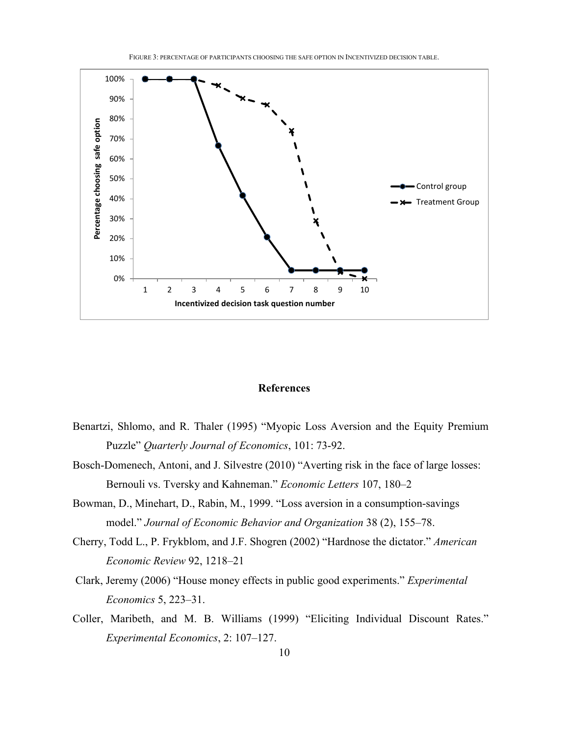FIGURE 3: PERCENTAGE OF PARTICIPANTS CHOOSING THE SAFE OPTION IN INCENTIVIZED DECISION TABLE.

## References

Benartzi, Shlomo, and R. Thaler (1995) "Myopic Loss Aversion and the Equity Premium Puzzle" *Quarterly Journal of Economics*, 101: 73-92.

Bosch-Domenech, Antoni, and J. Silvestre (2010) "Averting risk in the face of large losses: Bernouli vs. Tversky and Kahneman." *Economic Letters* 107, 180–2

Bowman, D., Minehart, D., Rabin, M., 1999. "Loss aversion in a consumption-savings model." *Journal of Economic Behavior and Organization* 38 (2), 155–78.

Cherry, Todd L., P. Frykblom, and J.F. Shogren (2002) "Hardnose the dictator." *American Economic Review* 92, 1218–21

Clark, Jeremy (2006) "House money effects in public good experiments." *Experimental Economics* 5, 223–31.

Coller, Maribeth, and M. B. Williams (1999) "Eliciting Individual Discount Rates." *Experimental Economics*, 2: 107–127.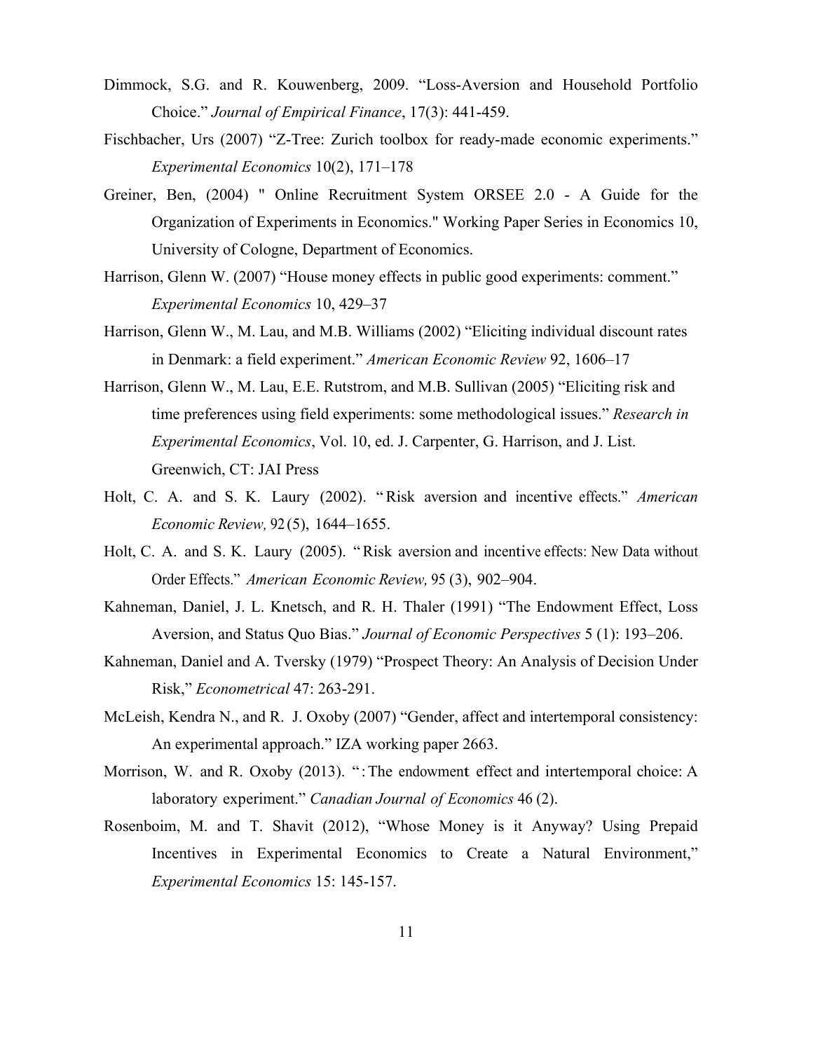Dimmock, S.G. and R. Kouwenberg, 2009. "Loss-Aversion and Household Portfolio Choice." *Journal of Empirical Finance*, 17(3): 441-459.

Fischbacher, Urs (2007) "Z-Tree: Zurich toolbox for ready-made economic experiments." *Experimental Economics* 10(2), 171–178

Greiner, Ben, (2004) " Online Recruitment System ORSEE 2.0 - A Guide for the Organization of Experiments in Economics." Working Paper Series in Economics 10, University of Cologne, Department of Economics.

Harrison, Glenn W. (2007) "House money effects in public good experiments: comment." *Experimental Economics* 10, 429–37

Harrison, Glenn W., M. Lau, and M.B. Williams (2002) "Eliciting individual discount rates in Denmark: a field experiment." *American Economic Review* 92, 1606–17

Harrison, Glenn W., M. Lau, E.E. Rutstrom, and M.B. Sullivan (2005) "Eliciting risk and time preferences using field experiments: some methodological issues." *Research in Experimental Economics*, Vol. 10, ed. J. Carpenter, G. Harrison, and J. List. Greenwich, CT: JAI Press

Holt, C. A. and S. K. Laury (2002). "Risk aversion and incentive effects." *American Economic Review,* 92(5), 1644–1655.

Holt, C. A. and S. K. Laury (2005). "Risk aversion and incentive effects: New Data without Order Effects." *American Economic Review,* 95 (3), 902–904.

Kahneman, Daniel, J. L. Knetsch, and R. H. Thaler (1991) "The Endowment Effect, Loss Aversion, and Status Quo Bias." *Journal of Economic Perspectives* 5 (1): 193–206.

Kahneman, Daniel and A. Tversky (1979) "Prospect Theory: An Analysis of Decision Under Risk," *Econometrical* 47: 263-291.

McLeish, Kendra N., and R. J. Oxoby (2007) "Gender, affect and intertemporal consistency: An experimental approach." IZA working paper 2663.

Morrison, W. and R. Oxoby (2013). ":The endowment effect and intertemporal choice: A laboratory experiment." *Canadian Journal of Economics* 46 (2).

Rosenboim, M. and T. Shavit (2012), "Whose Money is it Anyway? Using Prepaid Incentives in Experimental Economics to Create a Natural Environment," *Experimental Economics* 15: 145-157.